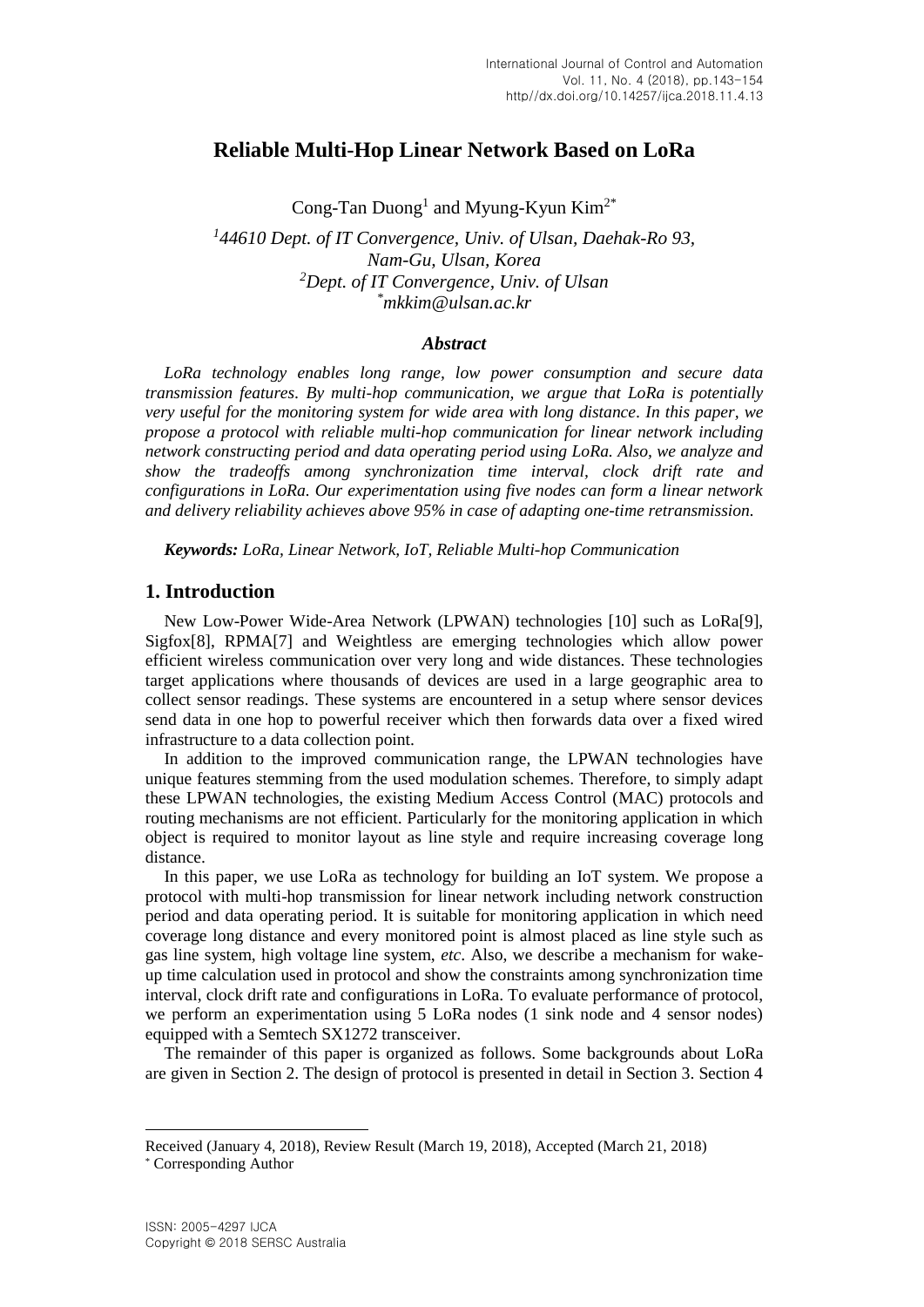# Reliable Multi-Hop Linear Network Based on LoRa

Cong-Tan Duong[1] and Myung-Kyun Kim[2*]

*[1]44610 Dept. of IT Convergence, Univ. of Ulsan, Daehak-Ro 93, Nam-Gu, Ulsan, Korea*
*[2]Dept. of IT Convergence, Univ. of Ulsan*
*[*]mkkim@ulsan.ac.kr*

### *Abstract*

*LoRa technology enables long range, low power consumption and secure data transmission features. By multi-hop communication, we argue that LoRa is potentially very useful for the monitoring system for wide area with long distance. In this paper, we propose a protocol with reliable multi-hop communication for linear network including network constructing period and data operating period using LoRa. Also, we analyze and show the tradeoffs among synchronization time interval, clock drift rate and configurations in LoRa. Our experimentation using five nodes can form a linear network and delivery reliability achieves above 95% in case of adapting one-time retransmission.*

***Keywords:** LoRa, Linear Network, IoT, Reliable Multi-hop Communication*

## 1. Introduction

New Low-Power Wide-Area Network (LPWAN) technologies [10] such as LoRa[9], Sigfox[8], RPMA[7] and Weightless are emerging technologies which allow power efficient wireless communication over very long and wide distances. These technologies target applications where thousands of devices are used in a large geographic area to collect sensor readings. These systems are encountered in a setup where sensor devices send data in one hop to powerful receiver which then forwards data over a fixed wired infrastructure to a data collection point.

In addition to the improved communication range, the LPWAN technologies have unique features stemming from the used modulation schemes. Therefore, to simply adapt these LPWAN technologies, the existing Medium Access Control (MAC) protocols and routing mechanisms are not efficient. Particularly for the monitoring application in which object is required to monitor layout as line style and require increasing coverage long distance.

In this paper, we use LoRa as technology for building an IoT system. We propose a protocol with multi-hop transmission for linear network including network construction period and data operating period. It is suitable for monitoring application in which need coverage long distance and every monitored point is almost placed as line style such as gas line system, high voltage line system, *etc*. Also, we describe a mechanism for wake-up time calculation used in protocol and show the constraints among synchronization time interval, clock drift rate and configurations in LoRa. To evaluate performance of protocol, we perform an experimentation using 5 LoRa nodes (1 sink node and 4 sensor nodes) equipped with a Semtech SX1272 transceiver.

The remainder of this paper is organized as follows. Some backgrounds about LoRa are given in Section 2. The design of protocol is presented in detail in Section 3. Section 4

---

Received (January 4, 2018), Review Result (March 19, 2018), Accepted (March 21, 2018)
[*] Corresponding Author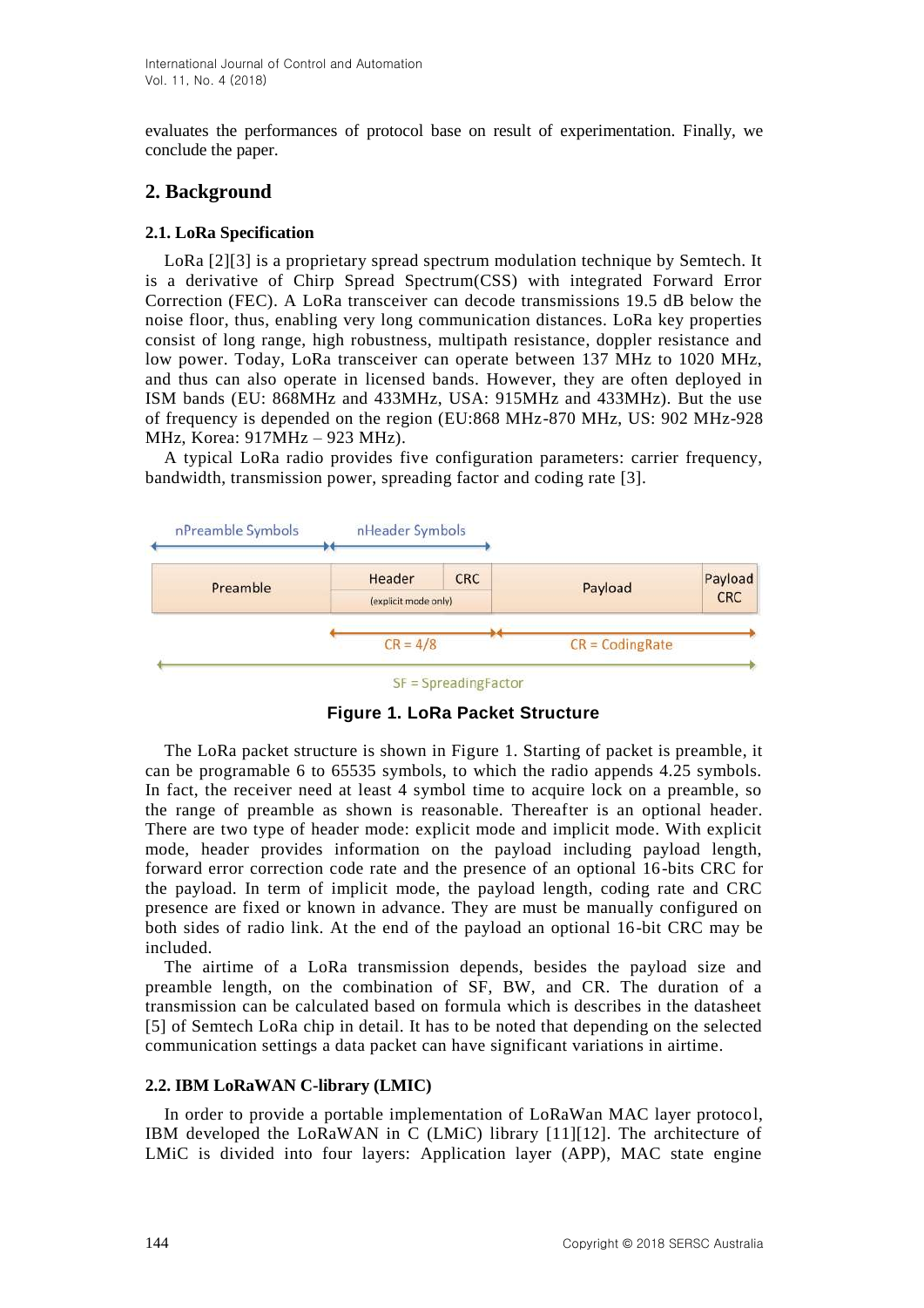evaluates the performances of protocol base on result of experimentation. Finally, we conclude the paper.

## 2. Background

### 2.1. LoRa Specification

LoRa [2][3] is a proprietary spread spectrum modulation technique by Semtech. It is a derivative of Chirp Spread Spectrum(CSS) with integrated Forward Error Correction (FEC). A LoRa transceiver can decode transmissions 19.5 dB below the noise floor, thus, enabling very long communication distances. LoRa key properties consist of long range, high robustness, multipath resistance, doppler resistance and low power. Today, LoRa transceiver can operate between 137 MHz to 1020 MHz, and thus can also operate in licensed bands. However, they are often deployed in ISM bands (EU: 868MHz and 433MHz, USA: 915MHz and 433MHz). But the use of frequency is depended on the region (EU:868 MHz-870 MHz, US: 902 MHz-928 MHz, Korea: 917MHz – 923 MHz).

A typical LoRa radio provides five configuration parameters: carrier frequency, bandwidth, transmission power, spreading factor and coding rate [3].

**Figure 1. LoRa Packet Structure**

The LoRa packet structure is shown in Figure 1. Starting of packet is preamble, it can be programable 6 to 65535 symbols, to which the radio appends 4.25 symbols. In fact, the receiver need at least 4 symbol time to acquire lock on a preamble, so the range of preamble as shown is reasonable. Thereafter is an optional header. There are two type of header mode: explicit mode and implicit mode. With explicit mode, header provides information on the payload including payload length, forward error correction code rate and the presence of an optional 16-bits CRC for the payload. In term of implicit mode, the payload length, coding rate and CRC presence are fixed or known in advance. They are must be manually configured on both sides of radio link. At the end of the payload an optional 16-bit CRC may be included.

The airtime of a LoRa transmission depends, besides the payload size and preamble length, on the combination of SF, BW, and CR. The duration of a transmission can be calculated based on formula which is describes in the datasheet [5] of Semtech LoRa chip in detail. It has to be noted that depending on the selected communication settings a data packet can have significant variations in airtime.

### 2.2. IBM LoRaWAN C-library (LMIC)

In order to provide a portable implementation of LoRaWan MAC layer protocol, IBM developed the LoRaWAN in C (LMiC) library [11][12]. The architecture of LMiC is divided into four layers: Application layer (APP), MAC state engine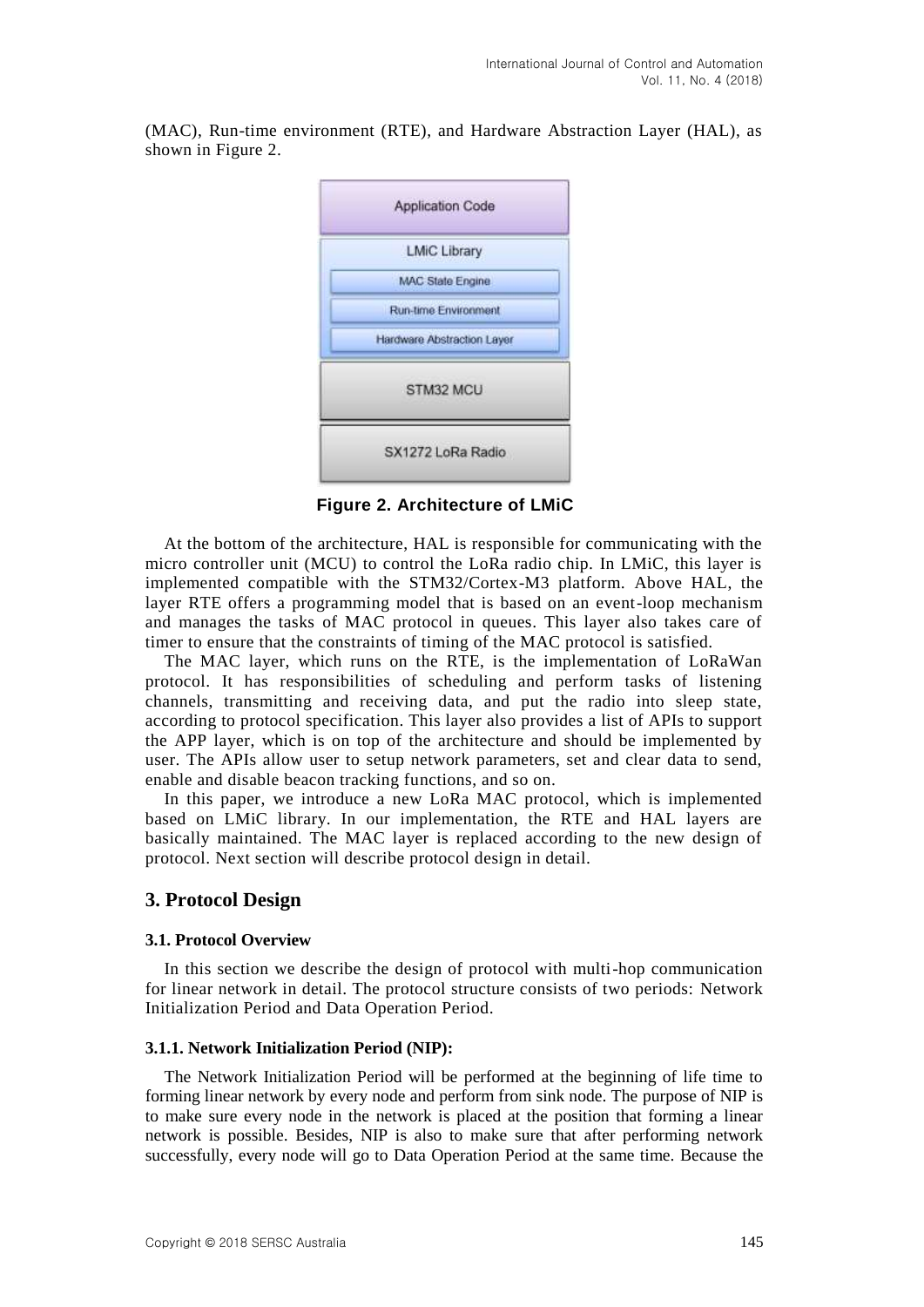(MAC), Run-time environment (RTE), and Hardware Abstraction Layer (HAL), as shown in Figure 2.

**Figure 2. Architecture of LMiC**

At the bottom of the architecture, HAL is responsible for communicating with the micro controller unit (MCU) to control the LoRa radio chip. In LMiC, this layer is implemented compatible with the STM32/Cortex-M3 platform. Above HAL, the layer RTE offers a programming model that is based on an event-loop mechanism and manages the tasks of MAC protocol in queues. This layer also takes care of timer to ensure that the constraints of timing of the MAC protocol is satisfied.

The MAC layer, which runs on the RTE, is the implementation of LoRaWan protocol. It has responsibilities of scheduling and perform tasks of listening channels, transmitting and receiving data, and put the radio into sleep state, according to protocol specification. This layer also provides a list of APIs to support the APP layer, which is on top of the architecture and should be implemented by user. The APIs allow user to setup network parameters, set and clear data to send, enable and disable beacon tracking functions, and so on.

In this paper, we introduce a new LoRa MAC protocol, which is implemented based on LMiC library. In our implementation, the RTE and HAL layers are basically maintained. The MAC layer is replaced according to the new design of protocol. Next section will describe protocol design in detail.

## 3. Protocol Design

### 3.1. Protocol Overview

In this section we describe the design of protocol with multi-hop communication for linear network in detail. The protocol structure consists of two periods: Network Initialization Period and Data Operation Period.

#### 3.1.1. Network Initialization Period (NIP):

The Network Initialization Period will be performed at the beginning of life time to forming linear network by every node and perform from sink node. The purpose of NIP is to make sure every node in the network is placed at the position that forming a linear network is possible. Besides, NIP is also to make sure that after performing network successfully, every node will go to Data Operation Period at the same time. Because the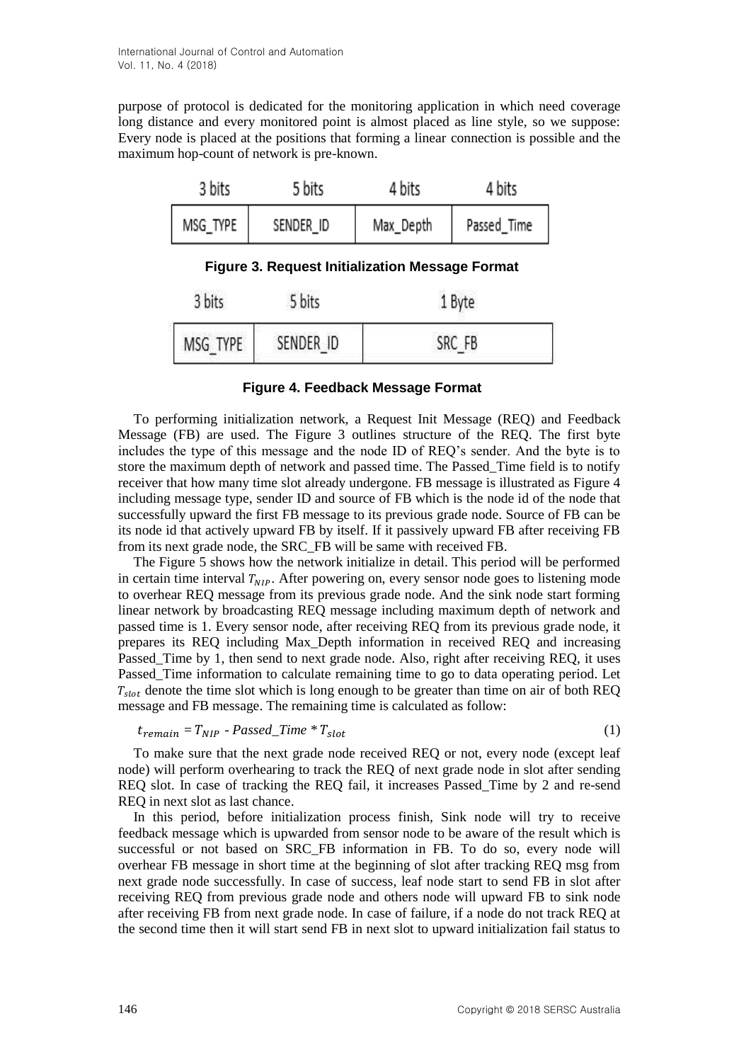purpose of protocol is dedicated for the monitoring application in which need coverage long distance and every monitored point is almost placed as line style, so we suppose: Every node is placed at the positions that forming a linear connection is possible and the maximum hop-count of network is pre-known.

| 3 bits | 5 bits | 4 bits | 4 bits |
| --- | --- | --- | --- |
| MSG_TYPE | SENDER_ID | Max_Depth | Passed_Time |

**Figure 3. Request Initialization Message Format**

| 3 bits | 5 bits | 1 Byte |
| --- | --- | --- |
| MSG_TYPE | SENDER_ID | SRC_FB |

**Figure 4. Feedback Message Format**

To performing initialization network, a Request Init Message (REQ) and Feedback Message (FB) are used. The Figure 3 outlines structure of the REQ. The first byte includes the type of this message and the node ID of REQ's sender. And the byte is to store the maximum depth of network and passed time. The Passed_Time field is to notify receiver that how many time slot already undergone. FB message is illustrated as Figure 4 including message type, sender ID and source of FB which is the node id of the node that successfully upward the first FB message to its previous grade node. Source of FB can be its node id that actively upward FB by itself. If it passively upward FB after receiving FB from its next grade node, the SRC_FB will be same with received FB.

The Figure 5 shows how the network initialize in detail. This period will be performed in certain time interval $T_{NIP}$. After powering on, every sensor node goes to listening mode to overhear REQ message from its previous grade node. And the sink node start forming linear network by broadcasting REQ message including maximum depth of network and passed time is 1. Every sensor node, after receiving REQ from its previous grade node, it prepares its REQ including Max_Depth information in received REQ and increasing Passed_Time by 1, then send to next grade node. Also, right after receiving REQ, it uses Passed_Time information to calculate remaining time to go to data operating period. Let $T_{slot}$ denote the time slot which is long enough to be greater than time on air of both REQ message and FB message. The remaining time is calculated as follow:

$$t_{remain} = T_{NIP} - Passed\_Time * T_{slot} \quad (1)$$

To make sure that the next grade node received REQ or not, every node (except leaf node) will perform overhearing to track the REQ of next grade node in slot after sending REQ slot. In case of tracking the REQ fail, it increases Passed_Time by 2 and re-send REQ in next slot as last chance.

In this period, before initialization process finish, Sink node will try to receive feedback message which is upwarded from sensor node to be aware of the result which is successful or not based on SRC_FB information in FB. To do so, every node will overhear FB message in short time at the beginning of slot after tracking REQ msg from next grade node successfully. In case of success, leaf node start to send FB in slot after receiving REQ from previous grade node and others node will upward FB to sink node after receiving FB from next grade node. In case of failure, if a node do not track REQ at the second time then it will start send FB in next slot to upward initialization fail status to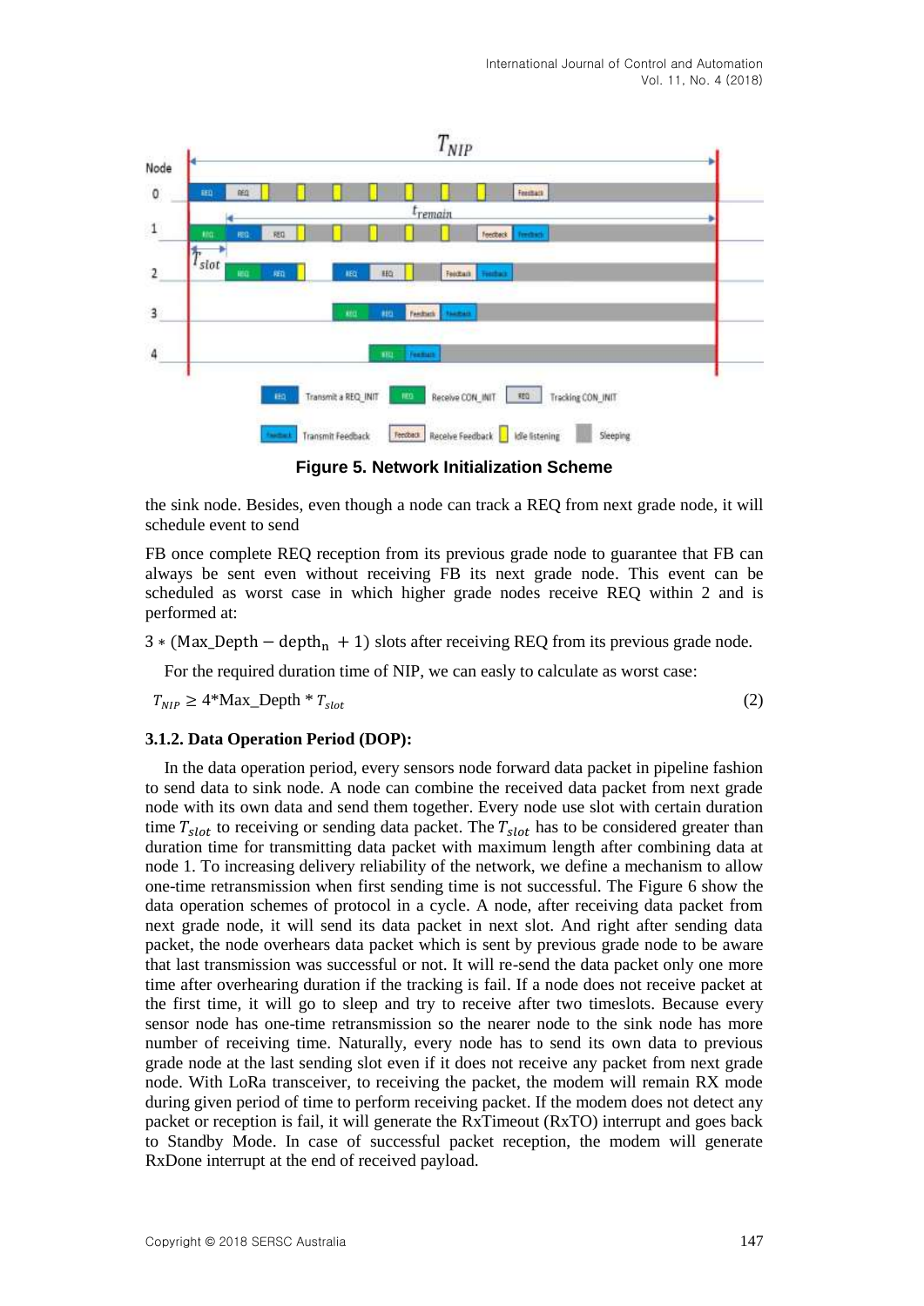Figure 5. Network Initialization Scheme

the sink node. Besides, even though a node can track a REQ from next grade node, it will schedule event to send

FB once complete REQ reception from its previous grade node to guarantee that FB can always be sent even without receiving FB its next grade node. This event can be scheduled as worst case in which higher grade nodes receive REQ within 2 and is performed at:

$3 * (\text{Max\_Depth} - \text{depth}_n + 1)$ slots after receiving REQ from its previous grade node.

For the required duration time of NIP, we can easly to calculate as worst case:

$$T_{NIP} \geq 4 * \text{Max\_Depth} * T_{slot} \tag{2}$$

### 3.1.2. Data Operation Period (DOP):

In the data operation period, every sensors node forward data packet in pipeline fashion to send data to sink node. A node can combine the received data packet from next grade node with its own data and send them together. Every node use slot with certain duration time $T_{slot}$ to receiving or sending data packet. The $T_{slot}$ has to be considered greater than duration time for transmitting data packet with maximum length after combining data at node 1. To increasing delivery reliability of the network, we define a mechanism to allow one-time retransmission when first sending time is not successful. The Figure 6 show the data operation schemes of protocol in a cycle. A node, after receiving data packet from next grade node, it will send its data packet in next slot. And right after sending data packet, the node overhears data packet which is sent by previous grade node to be aware that last transmission was successful or not. It will re-send the data packet only one more time after overhearing duration if the tracking is fail. If a node does not receive packet at the first time, it will go to sleep and try to receive after two timeslots. Because every sensor node has one-time retransmission so the nearer node to the sink node has more number of receiving time. Naturally, every node has to send its own data to previous grade node at the last sending slot even if it does not receive any packet from next grade node. With LoRa transceiver, to receiving the packet, the modem will remain RX mode during given period of time to perform receiving packet. If the modem does not detect any packet or reception is fail, it will generate the RxTimeout (RxTO) interrupt and goes back to Standby Mode. In case of successful packet reception, the modem will generate RxDone interrupt at the end of received payload.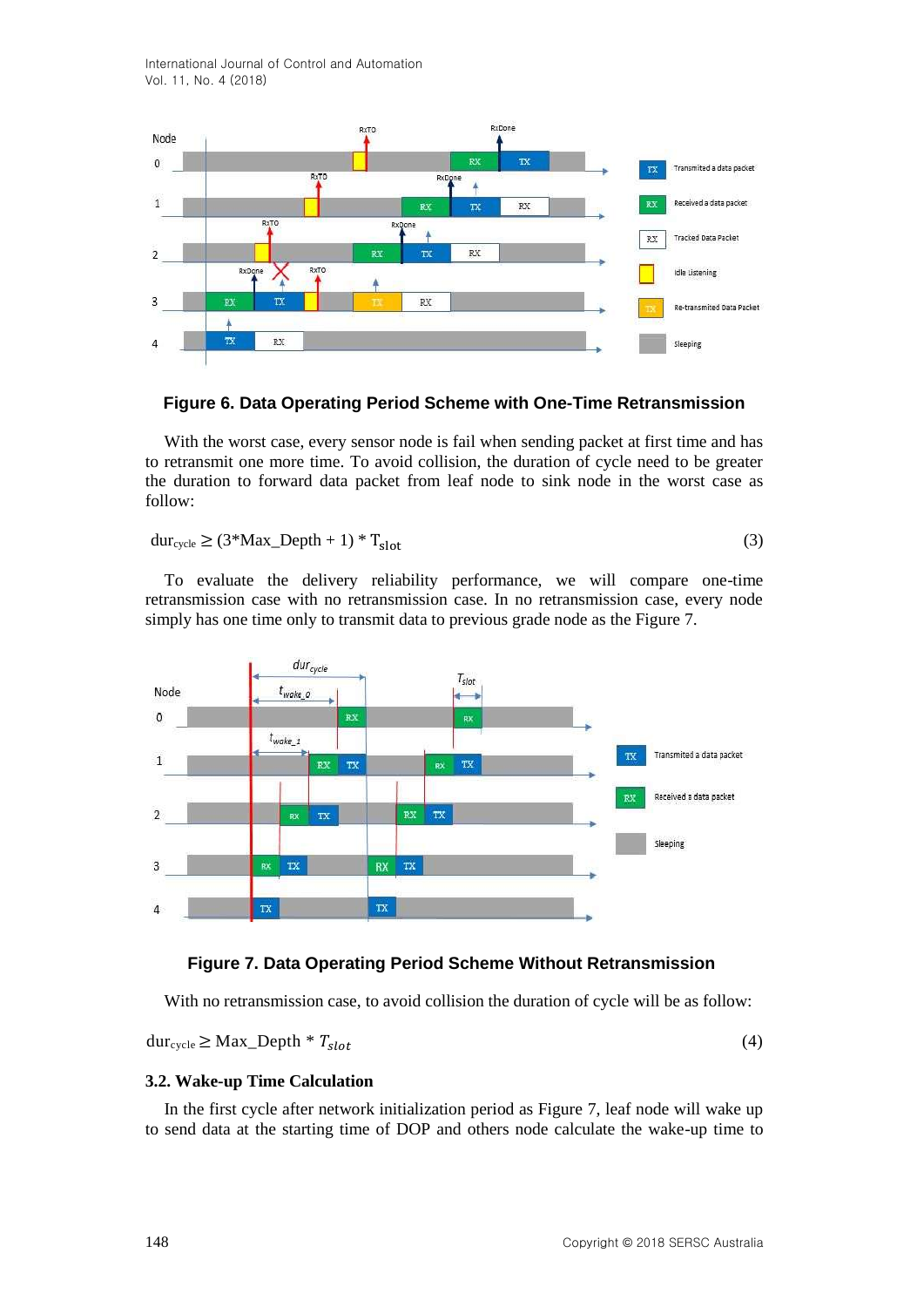**Figure 6. Data Operating Period Scheme with One-Time Retransmission**

With the worst case, every sensor node is fail when sending packet at first time and has to retransmit one more time. To avoid collision, the duration of cycle need to be greater the duration to forward data packet from leaf node to sink node in the worst case as follow:

$$dur_{cycle} \geq (3*Max\_Depth + 1) * T_{slot} \quad (3)$$

To evaluate the delivery reliability performance, we will compare one-time retransmission case with no retransmission case. In no retransmission case, every node simply has one time only to transmit data to previous grade node as the Figure 7.

**Figure 7. Data Operating Period Scheme Without Retransmission**

With no retransmission case, to avoid collision the duration of cycle will be as follow:

$$dur_{cycle} \geq Max\_Depth * T_{slot} \quad (4)$$

### 3.2. Wake-up Time Calculation

In the first cycle after network initialization period as Figure 7, leaf node will wake up to send data at the starting time of DOP and others node calculate the wake-up time to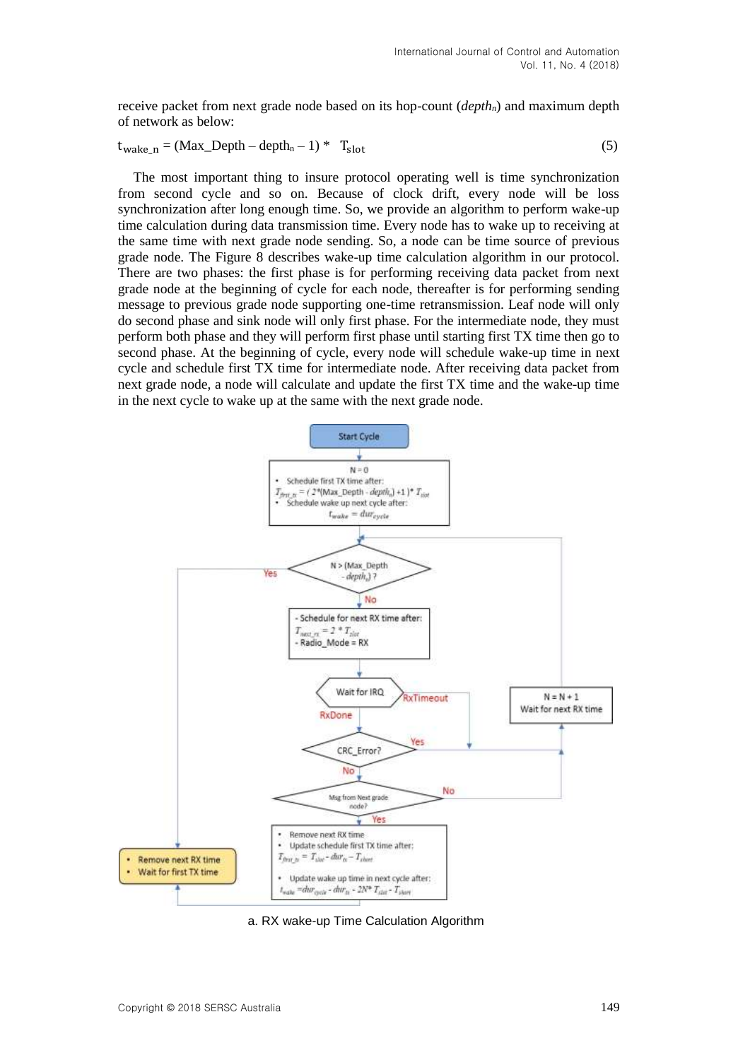receive packet from next grade node based on its hop-count (*depth$_n$*) and maximum depth of network as below:

$$t_{wake\_n} = (\text{Max\_Depth} - \text{depth}_n - 1) * T_{slot} \tag{5}$$

The most important thing to insure protocol operating well is time synchronization from second cycle and so on. Because of clock drift, every node will be loss synchronization after long enough time. So, we provide an algorithm to perform wake-up time calculation during data transmission time. Every node has to wake up to receiving at the same time with next grade node sending. So, a node can be time source of previous grade node. The Figure 8 describes wake-up time calculation algorithm in our protocol. There are two phases: the first phase is for performing receiving data packet from next grade node at the beginning of cycle for each node, thereafter is for performing sending message to previous grade node supporting one-time retransmission. Leaf node will only do second phase and sink node will only first phase. For the intermediate node, they must perform both phase and they will perform first phase until starting first TX time then go to second phase. At the beginning of cycle, every node will schedule wake-up time in next cycle and schedule first TX time for intermediate node. After receiving data packet from next grade node, a node will calculate and update the first TX time and the wake-up time in the next cycle to wake up at the same with the next grade node.

a. RX wake-up Time Calculation Algorithm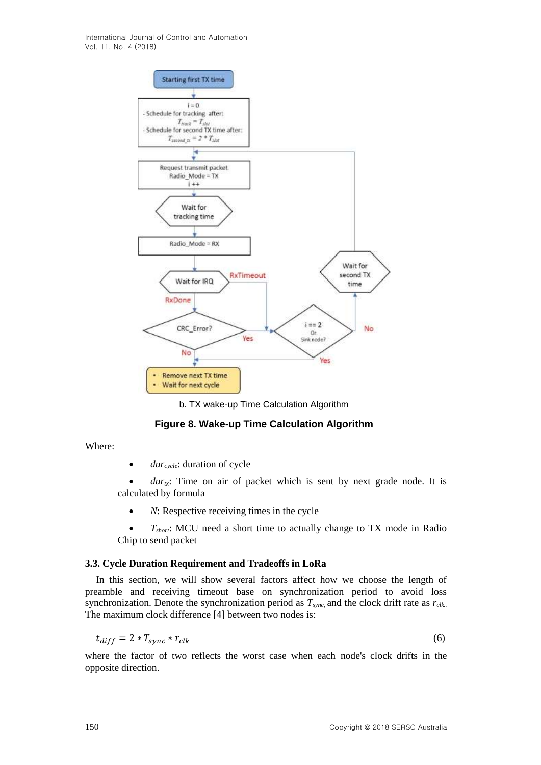b. TX wake-up Time Calculation Algorithm

**Figure 8. Wake-up Time Calculation Algorithm**

Where:

- $dur_{cycle}$: duration of cycle
- $dur_{tx}$: Time on air of packet which is sent by next grade node. It is calculated by formula
- $N$: Respective receiving times in the cycle
- $T_{short}$: MCU need a short time to actually change to TX mode in Radio Chip to send packet

### 3.3. Cycle Duration Requirement and Tradeoffs in LoRa

In this section, we will show several factors affect how we choose the length of preamble and receiving timeout base on synchronization period to avoid loss synchronization. Denote the synchronization period as $T_{sync}$, and the clock drift rate as $r_{clk}$. The maximum clock difference [4] between two nodes is:

$$t_{diff} = 2 * T_{sync} * r_{clk} \tag{6}$$

where the factor of two reflects the worst case when each node's clock drifts in the opposite direction.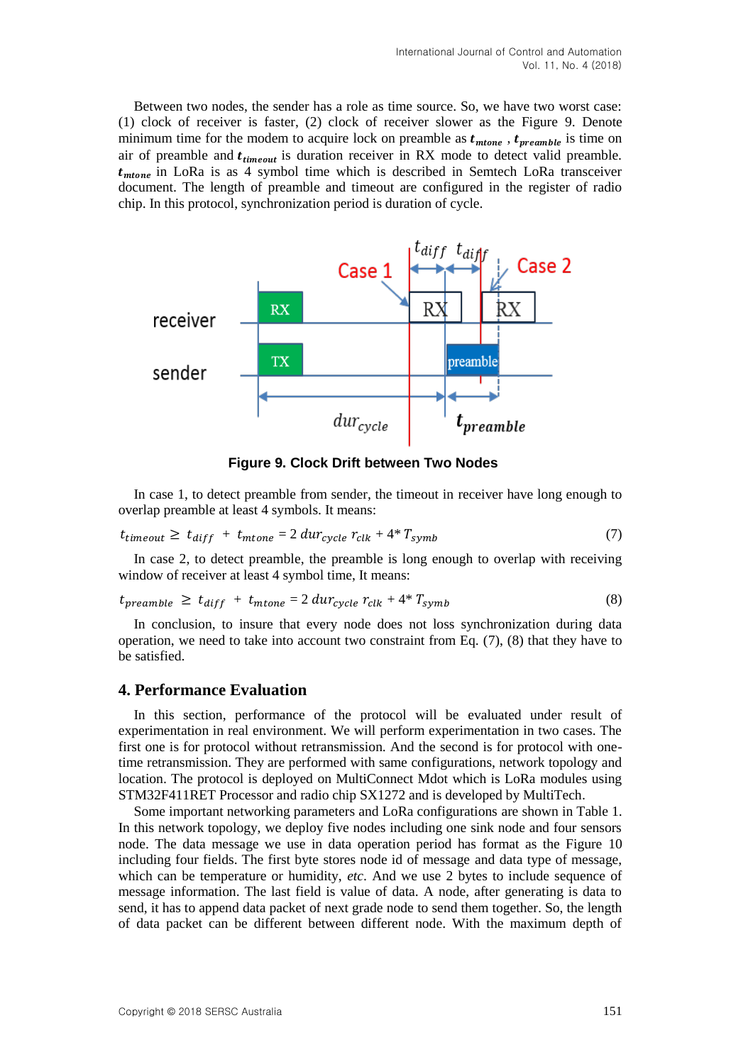Between two nodes, the sender has a role as time source. So, we have two worst case: (1) clock of receiver is faster, (2) clock of receiver slower as the Figure 9. Denote minimum time for the modem to acquire lock on preamble as $t_{mtone}$ , $t_{preamble}$ is time on air of preamble and $t_{timeout}$ is duration receiver in RX mode to detect valid preamble. $t_{mtone}$ in LoRa is as 4 symbol time which is described in Semtech LoRa transceiver document. The length of preamble and timeout are configured in the register of radio chip. In this protocol, synchronization period is duration of cycle.

**Figure 9. Clock Drift between Two Nodes**

In case 1, to detect preamble from sender, the timeout in receiver have long enough to overlap preamble at least 4 symbols. It means:

$$t_{timeout} \geq t_{diff} + t_{mtone} = 2\, dur_{cycle}\, r_{clk} + 4 * T_{symb} \tag{7}$$

In case 2, to detect preamble, the preamble is long enough to overlap with receiving window of receiver at least 4 symbol time, It means:

$$t_{preamble} \geq t_{diff} + t_{mtone} = 2\, dur_{cycle}\, r_{clk} + 4 * T_{symb} \tag{8}$$

In conclusion, to insure that every node does not loss synchronization during data operation, we need to take into account two constraint from Eq. (7), (8) that they have to be satisfied.

## 4. Performance Evaluation

In this section, performance of the protocol will be evaluated under result of experimentation in real environment. We will perform experimentation in two cases. The first one is for protocol without retransmission. And the second is for protocol with one-time retransmission. They are performed with same configurations, network topology and location. The protocol is deployed on MultiConnect Mdot which is LoRa modules using STM32F411RET Processor and radio chip SX1272 and is developed by MultiTech.

Some important networking parameters and LoRa configurations are shown in Table 1. In this network topology, we deploy five nodes including one sink node and four sensors node. The data message we use in data operation period has format as the Figure 10 including four fields. The first byte stores node id of message and data type of message, which can be temperature or humidity, *etc*. And we use 2 bytes to include sequence of message information. The last field is value of data. A node, after generating is data to send, it has to append data packet of next grade node to send them together. So, the length of data packet can be different between different node. With the maximum depth of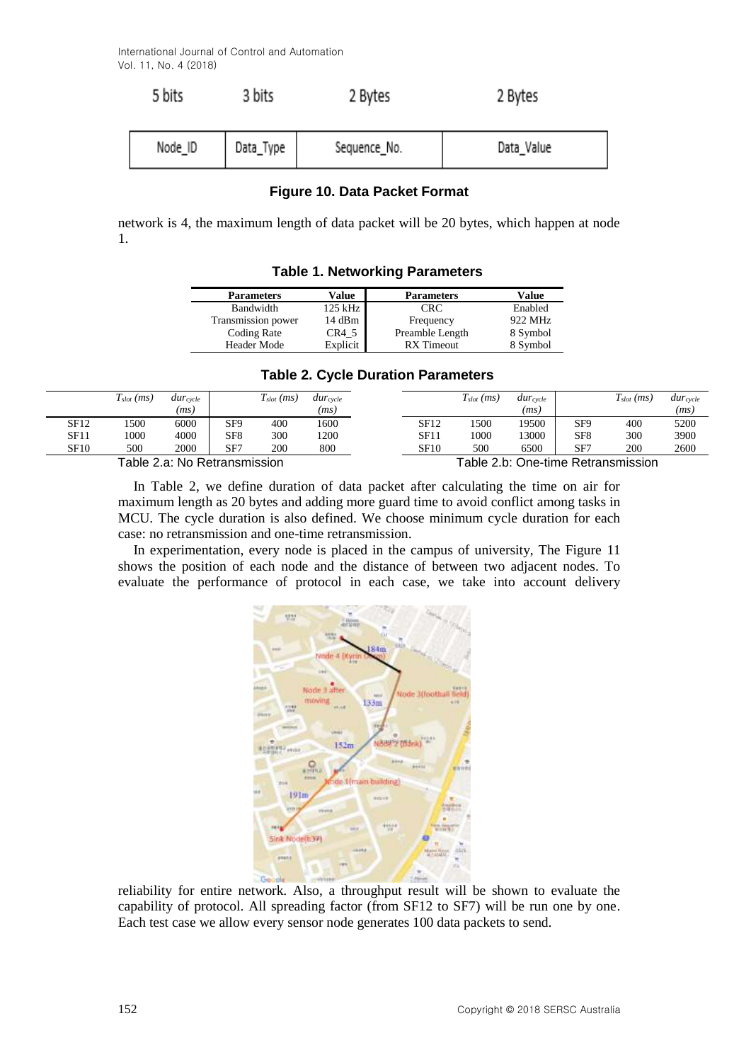| 5 bits | 3 bits | 2 Bytes | 2 Bytes |
|---|---|---|---|
| Node_ID | Data_Type | Sequence_No. | Data_Value |

**Figure 10. Data Packet Format**

network is 4, the maximum length of data packet will be 20 bytes, which happen at node 1.

**Table 1. Networking Parameters**

| Parameters | Value | Parameters | Value |
|---|---|---|---|
| Bandwidth | 125 kHz | CRC | Enabled |
| Transmission power | 14 dBm | Frequency | 922 MHz |
| Coding Rate | CR4_5 | Preamble Length | 8 Symbol |
| Header Mode | Explicit | RX Timeout | 8 Symbol |

**Table 2. Cycle Duration Parameters**

| | $T_{slot}$ *(ms)* | $dur_{cycle}$ *(ms)* | | $T_{slot}$ *(ms)* | $dur_{cycle}$ *(ms)* |
|---|---|---|---|---|---|
| SF12 | 1500 | 6000 | SF9 | 400 | 1600 |
| SF11 | 1000 | 4000 | SF8 | 300 | 1200 |
| SF10 | 500 | 2000 | SF7 | 200 | 800 |

Table 2.a: No Retransmission

| | $T_{slot}$ *(ms)* | $dur_{cycle}$ *(ms)* | | $T_{slot}$ *(ms)* | $dur_{cycle}$ *(ms)* |
|---|---|---|---|---|---|
| SF12 | 1500 | 19500 | SF9 | 400 | 5200 |
| SF11 | 1000 | 13000 | SF8 | 300 | 3900 |
| SF10 | 500 | 6500 | SF7 | 200 | 2600 |

Table 2.b: One-time Retransmission

In Table 2, we define duration of data packet after calculating the time on air for maximum length as 20 bytes and adding more guard time to avoid conflict among tasks in MCU. The cycle duration is also defined. We choose minimum cycle duration for each case: no retransmission and one-time retransmission.

In experimentation, every node is placed in the campus of university, The Figure 11 shows the position of each node and the distance of between two adjacent nodes. To evaluate the performance of protocol in each case, we take into account delivery reliability for entire network. Also, a throughput result will be shown to evaluate the capability of protocol. All spreading factor (from SF12 to SF7) will be run one by one. Each test case we allow every sensor node generates 100 data packets to send.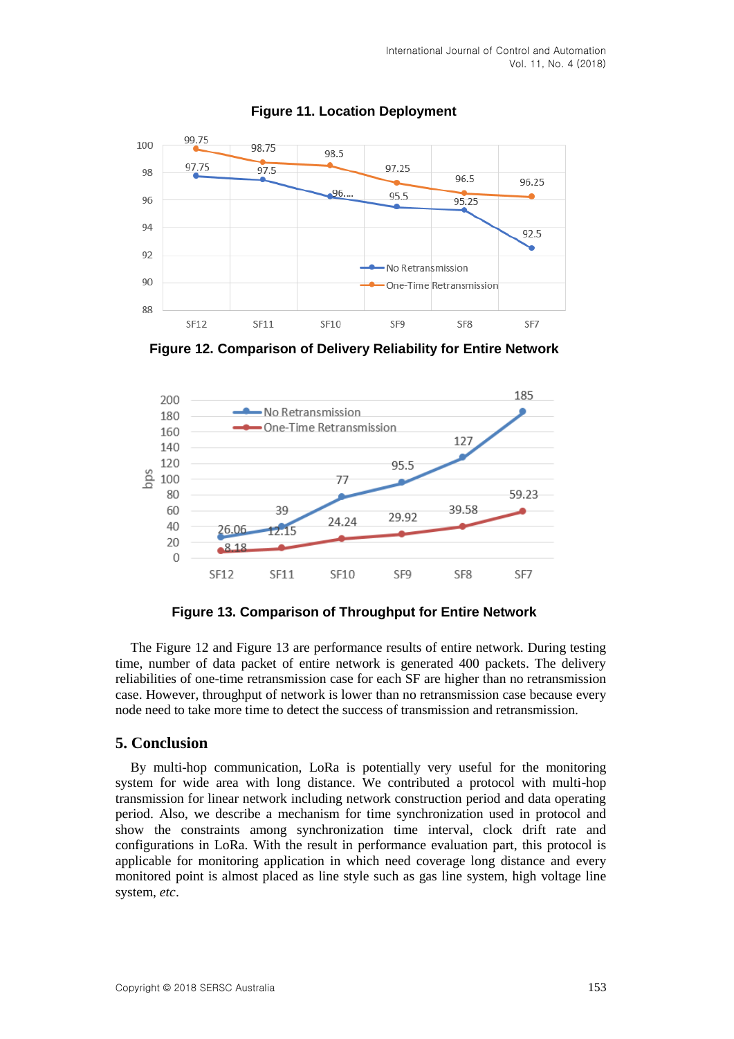**Figure 11. Location Deployment**

**Figure 12. Comparison of Delivery Reliability for Entire Network**

**Figure 13. Comparison of Throughput for Entire Network**

The Figure 12 and Figure 13 are performance results of entire network. During testing time, number of data packet of entire network is generated 400 packets. The delivery reliabilities of one-time retransmission case for each SF are higher than no retransmission case. However, throughput of network is lower than no retransmission case because every node need to take more time to detect the success of transmission and retransmission.

## 5. Conclusion

By multi-hop communication, LoRa is potentially very useful for the monitoring system for wide area with long distance. We contributed a protocol with multi-hop transmission for linear network including network construction period and data operating period. Also, we describe a mechanism for time synchronization used in protocol and show the constraints among synchronization time interval, clock drift rate and configurations in LoRa. With the result in performance evaluation part, this protocol is applicable for monitoring application in which need coverage long distance and every monitored point is almost placed as line style such as gas line system, high voltage line system, *etc*.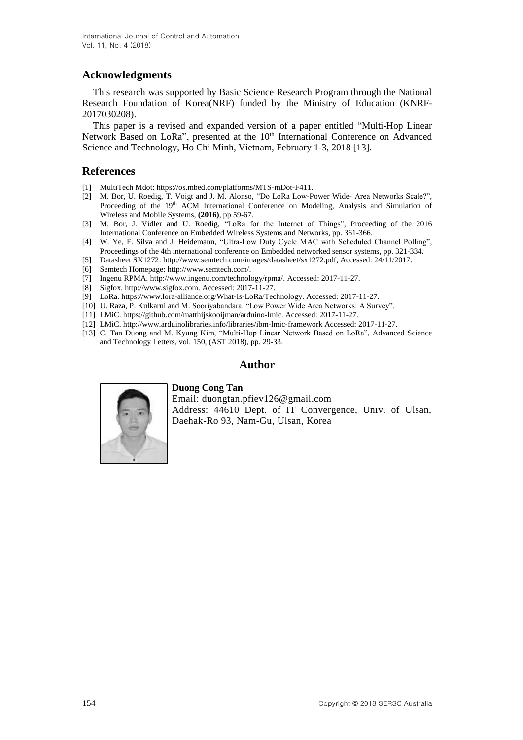## Acknowledgments

This research was supported by Basic Science Research Program through the National Research Foundation of Korea(NRF) funded by the Ministry of Education (KNRF-2017030208).

This paper is a revised and expanded version of a paper entitled "Multi-Hop Linear Network Based on LoRa", presented at the 10th International Conference on Advanced Science and Technology, Ho Chi Minh, Vietnam, February 1-3, 2018 [13].

## References

[1] MultiTech Mdot: https://os.mbed.com/platforms/MTS-mDot-F411.

[2] M. Bor, U. Roedig, T. Voigt and J. M. Alonso, "Do LoRa Low-Power Wide- Area Networks Scale?", Proceeding of the 19th ACM International Conference on Modeling, Analysis and Simulation of Wireless and Mobile Systems, **(2016)**, pp 59-67.

[3] M. Bor, J. Vidler and U. Roedig, "LoRa for the Internet of Things", Proceeding of the 2016 International Conference on Embedded Wireless Systems and Networks, pp. 361-366.

[4] W. Ye, F. Silva and J. Heidemann, "Ultra-Low Duty Cycle MAC with Scheduled Channel Polling", Proceedings of the 4th international conference on Embedded networked sensor systems, pp. 321-334.

[5] Datasheet SX1272: http://www.semtech.com/images/datasheet/sx1272.pdf, Accessed: 24/11/2017.

[6] Semtech Homepage: http://www.semtech.com/.

[7] Ingenu RPMA. http://www.ingenu.com/technology/rpma/. Accessed: 2017-11-27.

[8] Sigfox. http://www.sigfox.com. Accessed: 2017-11-27.

[9] LoRa. https://www.lora-alliance.org/What-Is-LoRa/Technology. Accessed: 2017-11-27.

[10] U. Raza, P. Kulkarni and M. Sooriyabandara. "Low Power Wide Area Networks: A Survey".

[11] LMiC. https://github.com/matthijskooijman/arduino-lmic. Accessed: 2017-11-27.

[12] LMiC. http://www.arduinolibraries.info/libraries/ibm-lmic-framework Accessed: 2017-11-27.

[13] C. Tan Duong and M. Kyung Kim, "Multi-Hop Linear Network Based on LoRa", Advanced Science and Technology Letters, vol. 150, (AST 2018), pp. 29-33.

## Author

**Duong Cong Tan**

Email: duongtan.pfiev126@gmail.com

Address: 44610 Dept. of IT Convergence, Univ. of Ulsan, Daehak-Ro 93, Nam-Gu, Ulsan, Korea